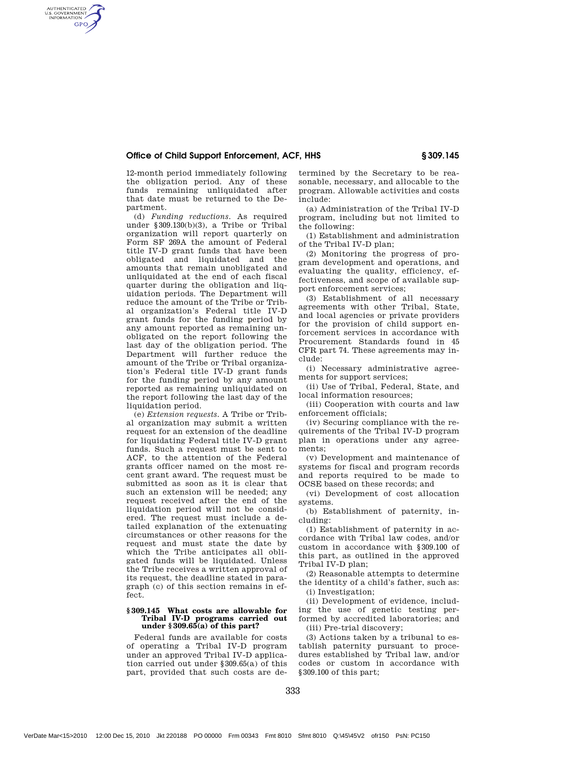12-month period immediately following the obligation period. Any of these funds remaining unliquidated after that date must be returned to the Department.

(d) *Funding reductions.* As required under §309.130(b)(3), a Tribe or Tribal organization will report quarterly on Form SF 269A the amount of Federal title IV-D grant funds that have been obligated and liquidated and the amounts that remain unobligated and unliquidated at the end of each fiscal quarter during the obligation and liquidation periods. The Department will reduce the amount of the Tribe or Tribal organization's Federal title IV-D grant funds for the funding period by any amount reported as remaining unobligated on the report following the last day of the obligation period. The Department will further reduce the amount of the Tribe or Tribal organization's Federal title IV-D grant funds for the funding period by any amount reported as remaining unliquidated on the report following the last day of the liquidation period.

(e) *Extension requests.* A Tribe or Tribal organization may submit a written request for an extension of the deadline for liquidating Federal title IV-D grant funds. Such a request must be sent to ACF, to the attention of the Federal grants officer named on the most recent grant award. The request must be submitted as soon as it is clear that such an extension will be needed; any request received after the end of the liquidation period will not be considered. The request must include a detailed explanation of the extenuating circumstances or other reasons for the request and must state the date by which the Tribe anticipates all obligated funds will be liquidated. Unless the Tribe receives a written approval of its request, the deadline stated in paragraph (c) of this section remains in effect.

### §309.145 What costs are allowable for Tribal IV-D programs carried out under §309.65(a) of this part?

Federal funds are available for costs of operating a Tribal IV-D program under an approved Tribal IV-D application carried out under §309.65(a) of this part, provided that such costs are determined by the Secretary to be reasonable, necessary, and allocable to the program. Allowable activities and costs include:

(a) Administration of the Tribal IV-D program, including but not limited to the following:

(1) Establishment and administration of the Tribal IV-D plan;

(2) Monitoring the progress of program development and operations, and evaluating the quality, efficiency, effectiveness, and scope of available support enforcement services;

(3) Establishment of all necessary agreements with other Tribal, State, and local agencies or private providers for the provision of child support enforcement services in accordance with Procurement Standards found in 45 CFR part 74. These agreements may include:

(i) Necessary administrative agreements for support services;

(ii) Use of Tribal, Federal, State, and local information resources;

(iii) Cooperation with courts and law enforcement officials;

(iv) Securing compliance with the requirements of the Tribal IV-D program plan in operations under any agreements;

(v) Development and maintenance of systems for fiscal and program records and reports required to be made to OCSE based on these records; and

(vi) Development of cost allocation systems.

(b) Establishment of paternity, including:

(1) Establishment of paternity in accordance with Tribal law codes, and/or custom in accordance with §309.100 of this part, as outlined in the approved Tribal IV-D plan;

(2) Reasonable attempts to determine the identity of a child's father, such as:

(i) Investigation;

(ii) Development of evidence, including the use of genetic testing performed by accredited laboratories; and

(iii) Pre-trial discovery;

(3) Actions taken by a tribunal to establish paternity pursuant to procedures established by Tribal law, and/or codes or custom in accordance with §309.100 of this part;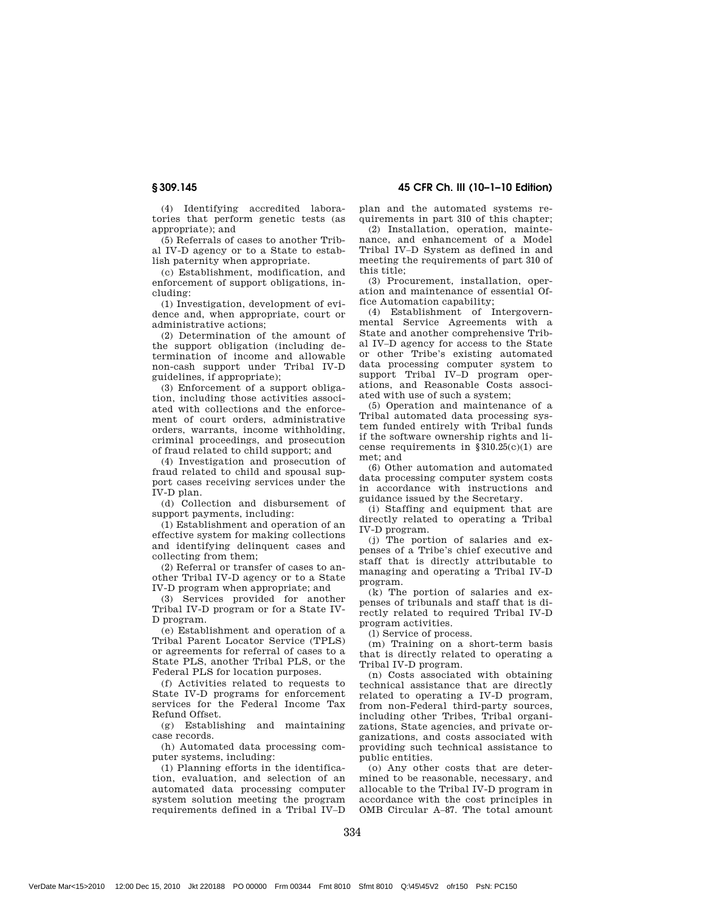(4) Identifying accredited laboratories that perform genetic tests (as appropriate); and

(5) Referrals of cases to another Tribal IV-D agency or to a State to establish paternity when appropriate.

(c) Establishment, modification, and enforcement of support obligations, including:

(1) Investigation, development of evidence and, when appropriate, court or administrative actions;

(2) Determination of the amount of the support obligation (including determination of income and allowable non-cash support under Tribal IV-D guidelines, if appropriate);

(3) Enforcement of a support obligation, including those activities associated with collections and the enforcement of court orders, administrative orders, warrants, income withholding, criminal proceedings, and prosecution of fraud related to child support; and

(4) Investigation and prosecution of fraud related to child and spousal support cases receiving services under the IV-D plan.

(d) Collection and disbursement of support payments, including:

(1) Establishment and operation of an effective system for making collections and identifying delinquent cases and collecting from them;

(2) Referral or transfer of cases to another Tribal IV-D agency or to a State IV-D program when appropriate; and

(3) Services provided for another Tribal IV-D program or for a State IV-D program.

(e) Establishment and operation of a Tribal Parent Locator Service (TPLS) or agreements for referral of cases to a State PLS, another Tribal PLS, or the Federal PLS for location purposes.

(f) Activities related to requests to State IV-D programs for enforcement services for the Federal Income Tax Refund Offset.

(g) Establishing and maintaining case records.

(h) Automated data processing computer systems, including:

(1) Planning efforts in the identification, evaluation, and selection of an automated data processing computer system solution meeting the program requirements defined in a Tribal IV–D plan and the automated systems requirements in part 310 of this chapter;

(2) Installation, operation, maintenance, and enhancement of a Model Tribal IV–D System as defined in and meeting the requirements of part 310 of this title;

(3) Procurement, installation, operation and maintenance of essential Office Automation capability;

(4) Establishment of Intergovernmental Service Agreements with a State and another comprehensive Tribal IV–D agency for access to the State or other Tribe's existing automated data processing computer system to support Tribal IV–D program operations, and Reasonable Costs associated with use of such a system;

(5) Operation and maintenance of a Tribal automated data processing system funded entirely with Tribal funds if the software ownership rights and license requirements in §310.25(c)(1) are met; and

(6) Other automation and automated data processing computer system costs in accordance with instructions and guidance issued by the Secretary.

(i) Staffing and equipment that are directly related to operating a Tribal IV-D program.

(j) The portion of salaries and expenses of a Tribe's chief executive and staff that is directly attributable to managing and operating a Tribal IV-D program.

(k) The portion of salaries and expenses of tribunals and staff that is directly related to required Tribal IV-D program activities.

(l) Service of process.

(m) Training on a short-term basis that is directly related to operating a Tribal IV-D program.

(n) Costs associated with obtaining technical assistance that are directly related to operating a IV-D program, from non-Federal third-party sources, including other Tribes, Tribal organizations, State agencies, and private organizations, and costs associated with providing such technical assistance to public entities.

(o) Any other costs that are determined to be reasonable, necessary, and allocable to the Tribal IV-D program in accordance with the cost principles in OMB Circular A–87. The total amount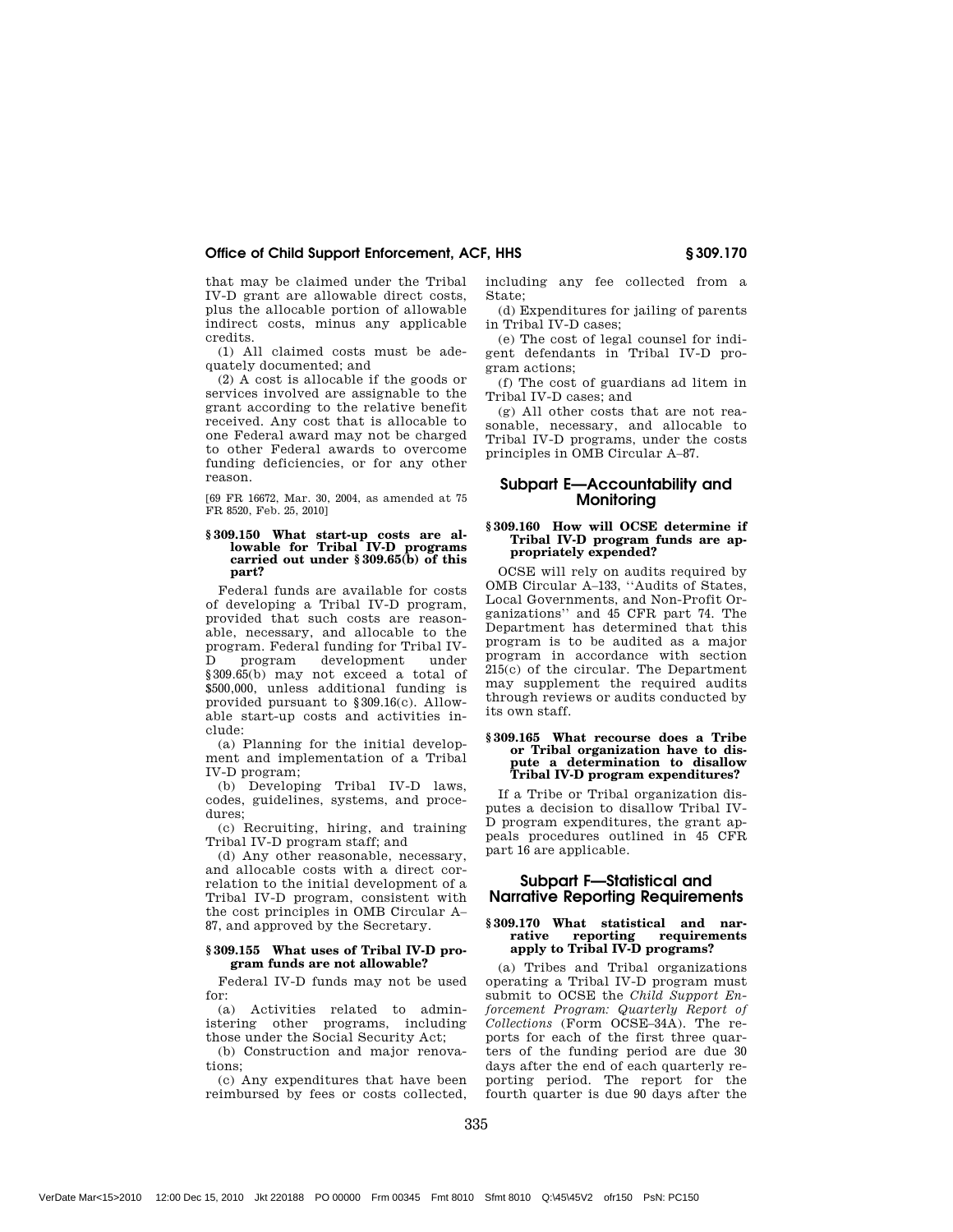that may be claimed under the Tribal IV-D grant are allowable direct costs, plus the allocable portion of allowable indirect costs, minus any applicable credits.

(1) All claimed costs must be adequately documented; and

(2) A cost is allocable if the goods or services involved are assignable to the grant according to the relative benefit received. Any cost that is allocable to one Federal award may not be charged to other Federal awards to overcome funding deficiencies, or for any other reason.

[69 FR 16672, Mar. 30, 2004, as amended at 75 FR 8520, Feb. 25, 2010]

### § 309.150 What start-up costs are allowable for Tribal IV-D programs carried out under § 309.65(b) of this part?

Federal funds are available for costs of developing a Tribal IV-D program, provided that such costs are reasonable, necessary, and allocable to the program. Federal funding for Tribal IV-D program development under § 309.65(b) may not exceed a total of $500,000, unless additional funding is provided pursuant to § 309.16(c). Allowable start-up costs and activities include:

(a) Planning for the initial development and implementation of a Tribal IV-D program;

(b) Developing Tribal IV-D laws, codes, guidelines, systems, and procedures;

(c) Recruiting, hiring, and training Tribal IV-D program staff; and

(d) Any other reasonable, necessary, and allocable costs with a direct correlation to the initial development of a Tribal IV-D program, consistent with the cost principles in OMB Circular A–87, and approved by the Secretary.

### § 309.155 What uses of Tribal IV-D program funds are not allowable?

Federal IV-D funds may not be used for:

(a) Activities related to administering other programs, including those under the Social Security Act;

(b) Construction and major renovations;

(c) Any expenditures that have been reimbursed by fees or costs collected, including any fee collected from a State;

(d) Expenditures for jailing of parents in Tribal IV-D cases;

(e) The cost of legal counsel for indigent defendants in Tribal IV-D program actions;

(f) The cost of guardians ad litem in Tribal IV-D cases; and

(g) All other costs that are not reasonable, necessary, and allocable to Tribal IV-D programs, under the costs principles in OMB Circular A–87.

## Subpart E—Accountability and Monitoring

### § 309.160 How will OCSE determine if Tribal IV-D program funds are appropriately expended?

OCSE will rely on audits required by OMB Circular A–133, ''Audits of States, Local Governments, and Non-Profit Organizations'' and 45 CFR part 74. The Department has determined that this program is to be audited as a major program in accordance with section 215(c) of the circular. The Department may supplement the required audits through reviews or audits conducted by its own staff.

### § 309.165 What recourse does a Tribe or Tribal organization have to dispute a determination to disallow Tribal IV-D program expenditures?

If a Tribe or Tribal organization disputes a decision to disallow Tribal IV-D program expenditures, the grant appeals procedures outlined in 45 CFR part 16 are applicable.

## Subpart F—Statistical and Narrative Reporting Requirements

### § 309.170 What statistical and narrative reporting requirements apply to Tribal IV-D programs?

(a) Tribes and Tribal organizations operating a Tribal IV-D program must submit to OCSE the *Child Support Enforcement Program: Quarterly Report of Collections* (Form OCSE–34A). The reports for each of the first three quarters of the funding period are due 30 days after the end of each quarterly reporting period. The report for the fourth quarter is due 90 days after the